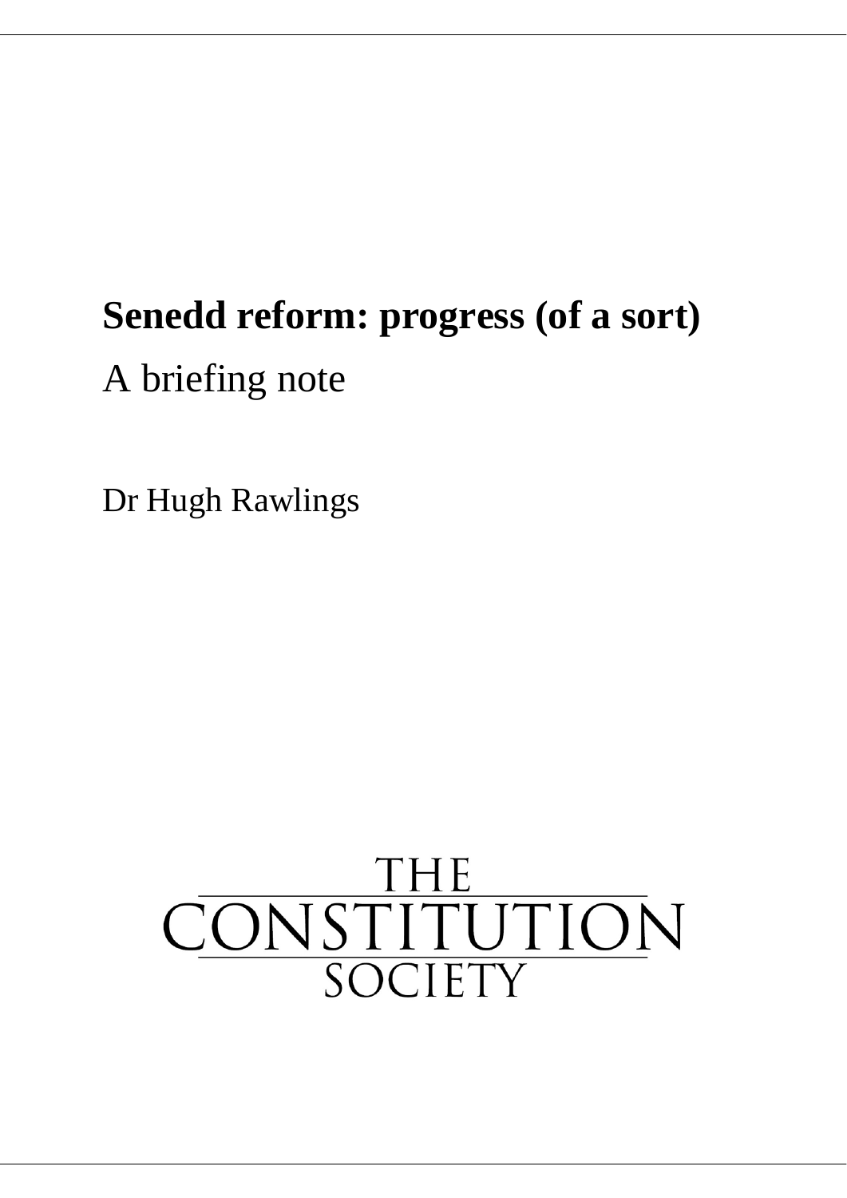# Senedd reform: progress (of a sort)

A briefing note

Dr Hugh Rawlings

THE CONSTITUTION SOCIETY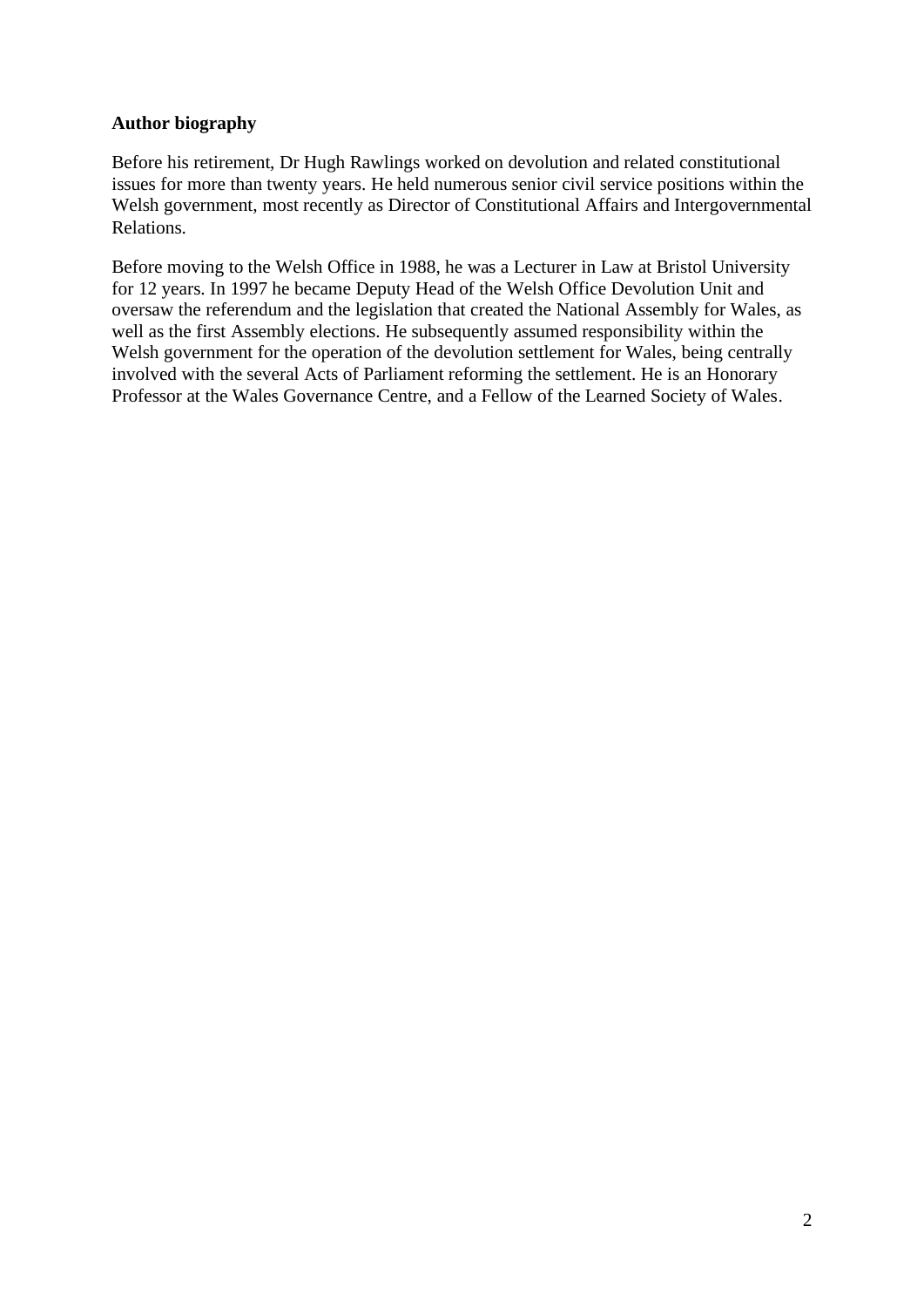**Author biography**

Before his retirement, Dr Hugh Rawlings worked on devolution and related constitutional issues for more than twenty years. He held numerous senior civil service positions within the Welsh government, most recently as Director of Constitutional Affairs and Intergovernmental Relations.

Before moving to the Welsh Office in 1988, he was a Lecturer in Law at Bristol University for 12 years. In 1997 he became Deputy Head of the Welsh Office Devolution Unit and oversaw the referendum and the legislation that created the National Assembly for Wales, as well as the first Assembly elections. He subsequently assumed responsibility within the Welsh government for the operation of the devolution settlement for Wales, being centrally involved with the several Acts of Parliament reforming the settlement. He is an Honorary Professor at the Wales Governance Centre, and a Fellow of the Learned Society of Wales.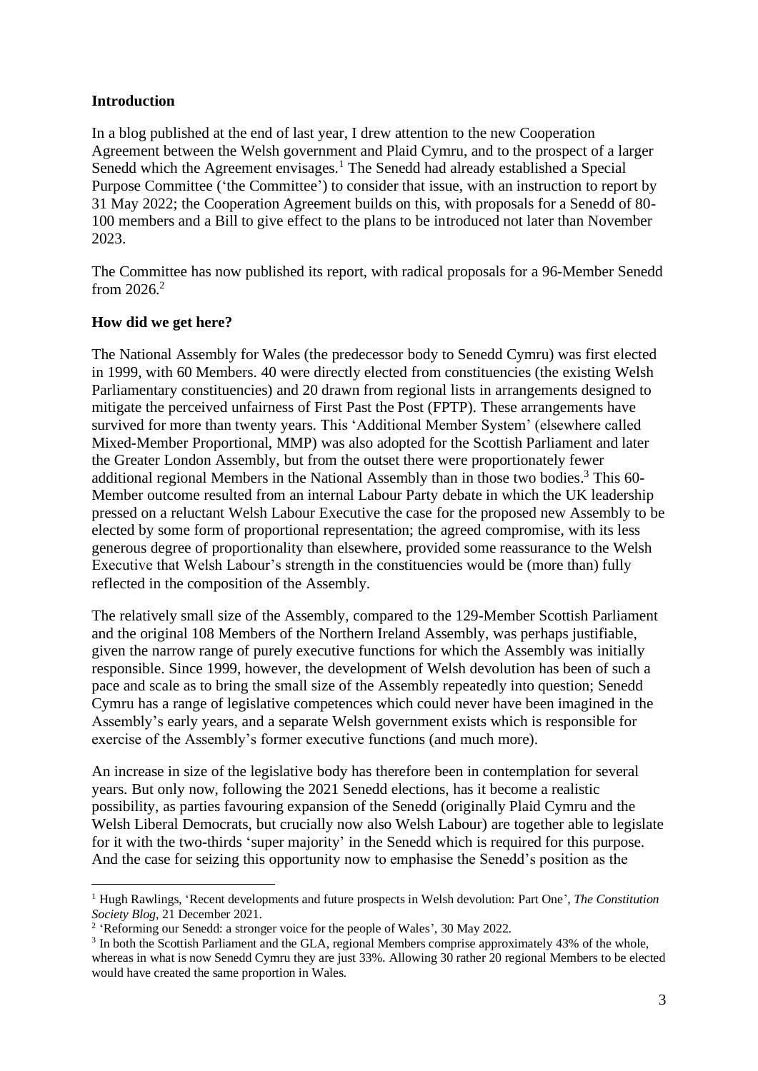**Introduction**

In a blog published at the end of last year, I drew attention to the new Cooperation Agreement between the Welsh government and Plaid Cymru, and to the prospect of a larger Senedd which the Agreement envisages.[1] The Senedd had already established a Special Purpose Committee ('the Committee') to consider that issue, with an instruction to report by 31 May 2022; the Cooperation Agreement builds on this, with proposals for a Senedd of 80-100 members and a Bill to give effect to the plans to be introduced not later than November 2023.

The Committee has now published its report, with radical proposals for a 96-Member Senedd from 2026.[2]

**How did we get here?**

The National Assembly for Wales (the predecessor body to Senedd Cymru) was first elected in 1999, with 60 Members. 40 were directly elected from constituencies (the existing Welsh Parliamentary constituencies) and 20 drawn from regional lists in arrangements designed to mitigate the perceived unfairness of First Past the Post (FPTP). These arrangements have survived for more than twenty years. This 'Additional Member System' (elsewhere called Mixed-Member Proportional, MMP) was also adopted for the Scottish Parliament and later the Greater London Assembly, but from the outset there were proportionately fewer additional regional Members in the National Assembly than in those two bodies.[3] This 60-Member outcome resulted from an internal Labour Party debate in which the UK leadership pressed on a reluctant Welsh Labour Executive the case for the proposed new Assembly to be elected by some form of proportional representation; the agreed compromise, with its less generous degree of proportionality than elsewhere, provided some reassurance to the Welsh Executive that Welsh Labour's strength in the constituencies would be (more than) fully reflected in the composition of the Assembly.

The relatively small size of the Assembly, compared to the 129-Member Scottish Parliament and the original 108 Members of the Northern Ireland Assembly, was perhaps justifiable, given the narrow range of purely executive functions for which the Assembly was initially responsible. Since 1999, however, the development of Welsh devolution has been of such a pace and scale as to bring the small size of the Assembly repeatedly into question; Senedd Cymru has a range of legislative competences which could never have been imagined in the Assembly's early years, and a separate Welsh government exists which is responsible for exercise of the Assembly's former executive functions (and much more).

An increase in size of the legislative body has therefore been in contemplation for several years. But only now, following the 2021 Senedd elections, has it become a realistic possibility, as parties favouring expansion of the Senedd (originally Plaid Cymru and the Welsh Liberal Democrats, but crucially now also Welsh Labour) are together able to legislate for it with the two-thirds 'super majority' in the Senedd which is required for this purpose. And the case for seizing this opportunity now to emphasise the Senedd's position as the

---

[1] Hugh Rawlings, 'Recent developments and future prospects in Welsh devolution: Part One', *The Constitution Society Blog*, 21 December 2021.

[2] 'Reforming our Senedd: a stronger voice for the people of Wales', 30 May 2022.

[3] In both the Scottish Parliament and the GLA, regional Members comprise approximately 43% of the whole, whereas in what is now Senedd Cymru they are just 33%. Allowing 30 rather 20 regional Members to be elected would have created the same proportion in Wales.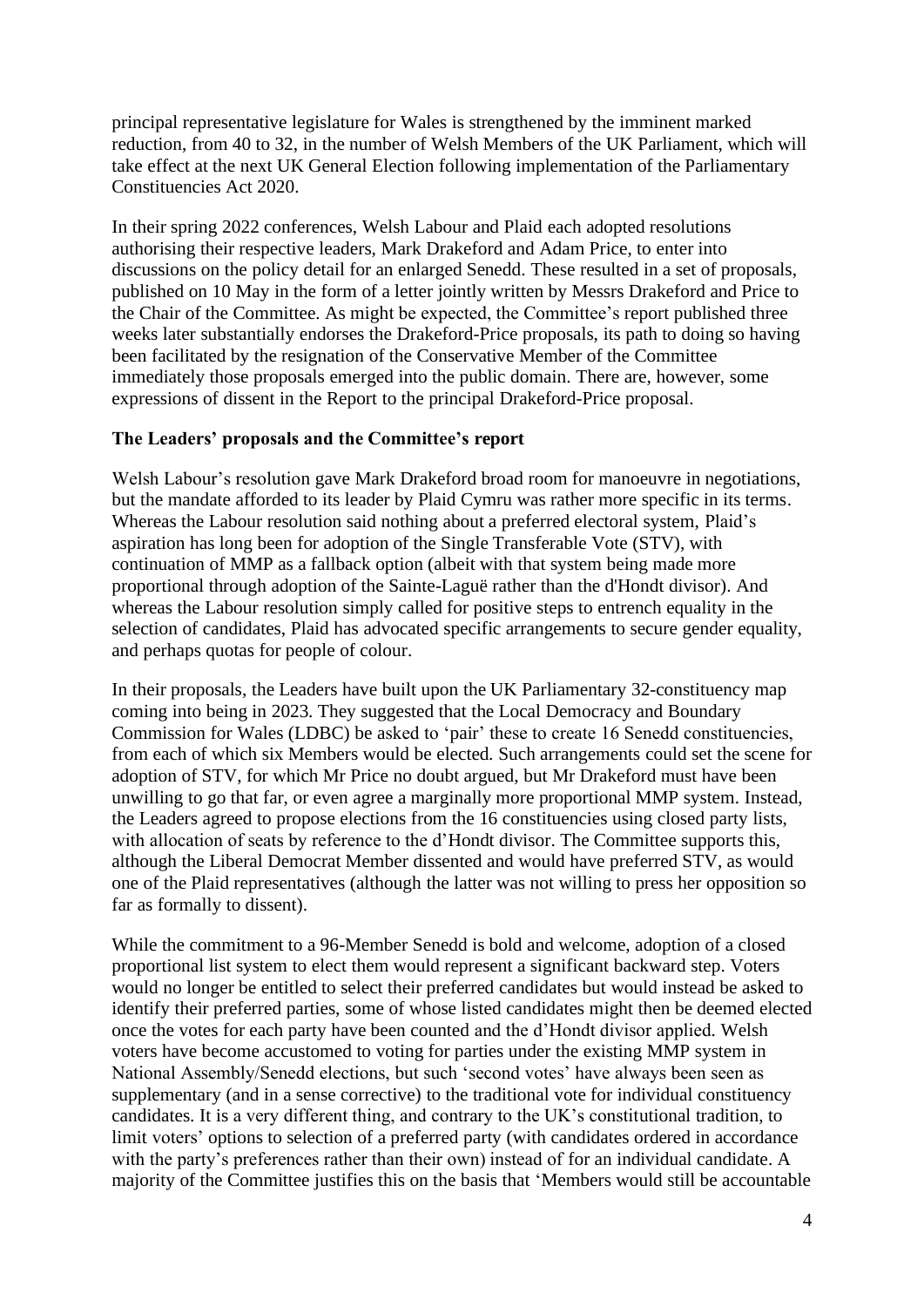principal representative legislature for Wales is strengthened by the imminent marked reduction, from 40 to 32, in the number of Welsh Members of the UK Parliament, which will take effect at the next UK General Election following implementation of the Parliamentary Constituencies Act 2020.

In their spring 2022 conferences, Welsh Labour and Plaid each adopted resolutions authorising their respective leaders, Mark Drakeford and Adam Price, to enter into discussions on the policy detail for an enlarged Senedd. These resulted in a set of proposals, published on 10 May in the form of a letter jointly written by Messrs Drakeford and Price to the Chair of the Committee. As might be expected, the Committee's report published three weeks later substantially endorses the Drakeford-Price proposals, its path to doing so having been facilitated by the resignation of the Conservative Member of the Committee immediately those proposals emerged into the public domain. There are, however, some expressions of dissent in the Report to the principal Drakeford-Price proposal.

**The Leaders' proposals and the Committee's report**

Welsh Labour's resolution gave Mark Drakeford broad room for manoeuvre in negotiations, but the mandate afforded to its leader by Plaid Cymru was rather more specific in its terms. Whereas the Labour resolution said nothing about a preferred electoral system, Plaid's aspiration has long been for adoption of the Single Transferable Vote (STV), with continuation of MMP as a fallback option (albeit with that system being made more proportional through adoption of the Sainte-Laguë rather than the d'Hondt divisor). And whereas the Labour resolution simply called for positive steps to entrench equality in the selection of candidates, Plaid has advocated specific arrangements to secure gender equality, and perhaps quotas for people of colour.

In their proposals, the Leaders have built upon the UK Parliamentary 32-constituency map coming into being in 2023. They suggested that the Local Democracy and Boundary Commission for Wales (LDBC) be asked to 'pair' these to create 16 Senedd constituencies, from each of which six Members would be elected. Such arrangements could set the scene for adoption of STV, for which Mr Price no doubt argued, but Mr Drakeford must have been unwilling to go that far, or even agree a marginally more proportional MMP system. Instead, the Leaders agreed to propose elections from the 16 constituencies using closed party lists, with allocation of seats by reference to the d'Hondt divisor. The Committee supports this, although the Liberal Democrat Member dissented and would have preferred STV, as would one of the Plaid representatives (although the latter was not willing to press her opposition so far as formally to dissent).

While the commitment to a 96-Member Senedd is bold and welcome, adoption of a closed proportional list system to elect them would represent a significant backward step. Voters would no longer be entitled to select their preferred candidates but would instead be asked to identify their preferred parties, some of whose listed candidates might then be deemed elected once the votes for each party have been counted and the d'Hondt divisor applied. Welsh voters have become accustomed to voting for parties under the existing MMP system in National Assembly/Senedd elections, but such 'second votes' have always been seen as supplementary (and in a sense corrective) to the traditional vote for individual constituency candidates. It is a very different thing, and contrary to the UK's constitutional tradition, to limit voters' options to selection of a preferred party (with candidates ordered in accordance with the party's preferences rather than their own) instead of for an individual candidate. A majority of the Committee justifies this on the basis that 'Members would still be accountable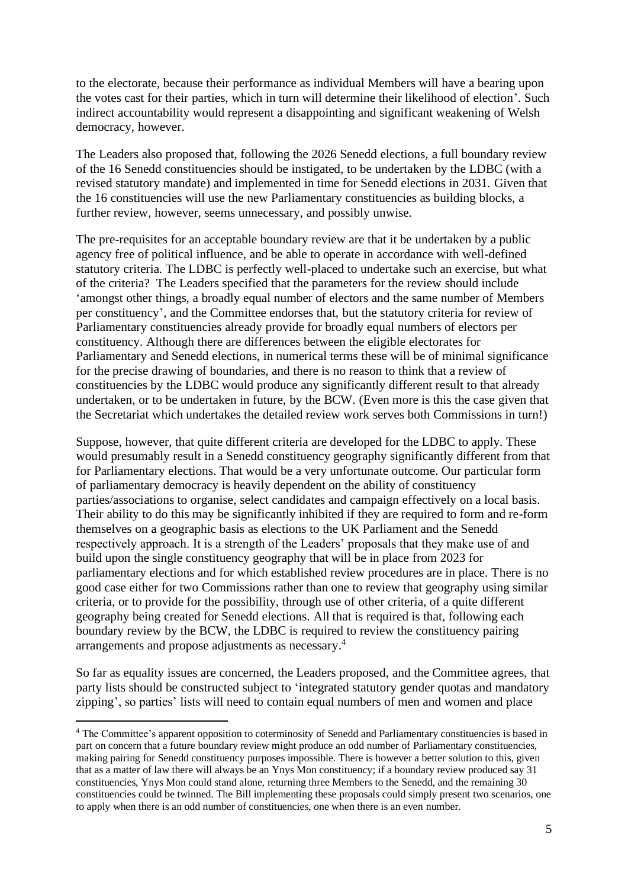to the electorate, because their performance as individual Members will have a bearing upon the votes cast for their parties, which in turn will determine their likelihood of election'. Such indirect accountability would represent a disappointing and significant weakening of Welsh democracy, however.

The Leaders also proposed that, following the 2026 Senedd elections, a full boundary review of the 16 Senedd constituencies should be instigated, to be undertaken by the LDBC (with a revised statutory mandate) and implemented in time for Senedd elections in 2031. Given that the 16 constituencies will use the new Parliamentary constituencies as building blocks, a further review, however, seems unnecessary, and possibly unwise.

The pre-requisites for an acceptable boundary review are that it be undertaken by a public agency free of political influence, and be able to operate in accordance with well-defined statutory criteria. The LDBC is perfectly well-placed to undertake such an exercise, but what of the criteria? The Leaders specified that the parameters for the review should include 'amongst other things, a broadly equal number of electors and the same number of Members per constituency', and the Committee endorses that, but the statutory criteria for review of Parliamentary constituencies already provide for broadly equal numbers of electors per constituency. Although there are differences between the eligible electorates for Parliamentary and Senedd elections, in numerical terms these will be of minimal significance for the precise drawing of boundaries, and there is no reason to think that a review of constituencies by the LDBC would produce any significantly different result to that already undertaken, or to be undertaken in future, by the BCW. (Even more is this the case given that the Secretariat which undertakes the detailed review work serves both Commissions in turn!)

Suppose, however, that quite different criteria are developed for the LDBC to apply. These would presumably result in a Senedd constituency geography significantly different from that for Parliamentary elections. That would be a very unfortunate outcome. Our particular form of parliamentary democracy is heavily dependent on the ability of constituency parties/associations to organise, select candidates and campaign effectively on a local basis. Their ability to do this may be significantly inhibited if they are required to form and re-form themselves on a geographic basis as elections to the UK Parliament and the Senedd respectively approach. It is a strength of the Leaders' proposals that they make use of and build upon the single constituency geography that will be in place from 2023 for parliamentary elections and for which established review procedures are in place. There is no good case either for two Commissions rather than one to review that geography using similar criteria, or to provide for the possibility, through use of other criteria, of a quite different geography being created for Senedd elections. All that is required is that, following each boundary review by the BCW, the LDBC is required to review the constituency pairing arrangements and propose adjustments as necessary.[4]

So far as equality issues are concerned, the Leaders proposed, and the Committee agrees, that party lists should be constructed subject to 'integrated statutory gender quotas and mandatory zipping', so parties' lists will need to contain equal numbers of men and women and place

[4] The Committee's apparent opposition to coterminosity of Senedd and Parliamentary constituencies is based in part on concern that a future boundary review might produce an odd number of Parliamentary constituencies, making pairing for Senedd constituency purposes impossible. There is however a better solution to this, given that as a matter of law there will always be an Ynys Mon constituency; if a boundary review produced say 31 constituencies, Ynys Mon could stand alone, returning three Members to the Senedd, and the remaining 30 constituencies could be twinned. The Bill implementing these proposals could simply present two scenarios, one to apply when there is an odd number of constituencies, one when there is an even number.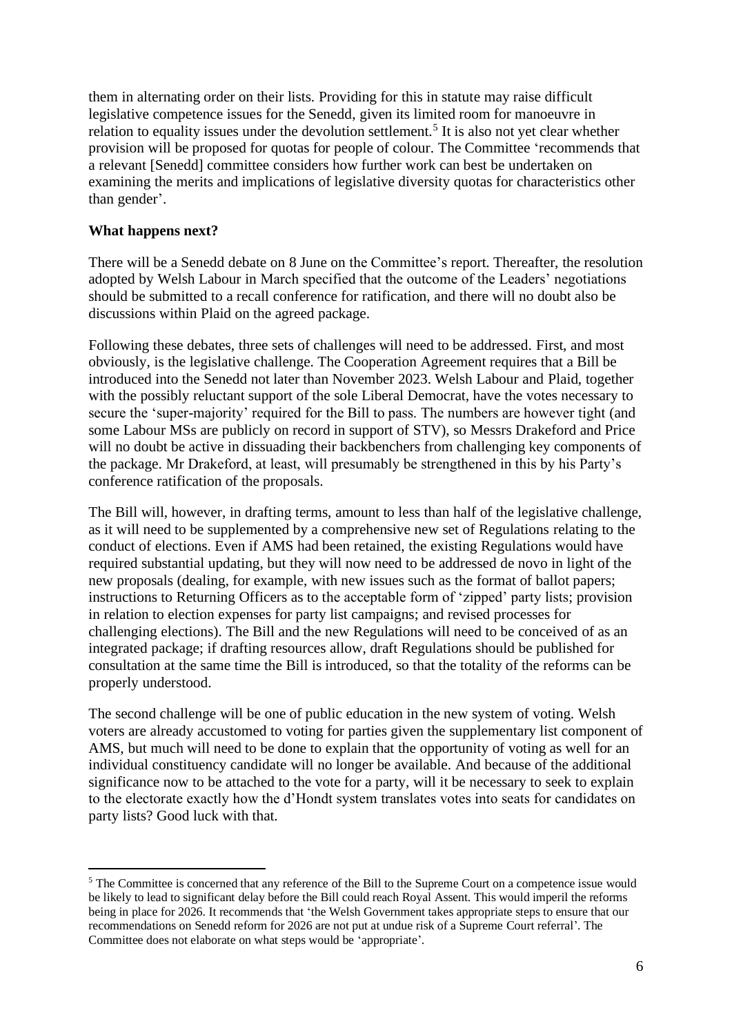them in alternating order on their lists. Providing for this in statute may raise difficult legislative competence issues for the Senedd, given its limited room for manoeuvre in relation to equality issues under the devolution settlement.[5] It is also not yet clear whether provision will be proposed for quotas for people of colour. The Committee 'recommends that a relevant [Senedd] committee considers how further work can best be undertaken on examining the merits and implications of legislative diversity quotas for characteristics other than gender'.

**What happens next?**

There will be a Senedd debate on 8 June on the Committee's report. Thereafter, the resolution adopted by Welsh Labour in March specified that the outcome of the Leaders' negotiations should be submitted to a recall conference for ratification, and there will no doubt also be discussions within Plaid on the agreed package.

Following these debates, three sets of challenges will need to be addressed. First, and most obviously, is the legislative challenge. The Cooperation Agreement requires that a Bill be introduced into the Senedd not later than November 2023. Welsh Labour and Plaid, together with the possibly reluctant support of the sole Liberal Democrat, have the votes necessary to secure the 'super-majority' required for the Bill to pass. The numbers are however tight (and some Labour MSs are publicly on record in support of STV), so Messrs Drakeford and Price will no doubt be active in dissuading their backbenchers from challenging key components of the package. Mr Drakeford, at least, will presumably be strengthened in this by his Party's conference ratification of the proposals.

The Bill will, however, in drafting terms, amount to less than half of the legislative challenge, as it will need to be supplemented by a comprehensive new set of Regulations relating to the conduct of elections. Even if AMS had been retained, the existing Regulations would have required substantial updating, but they will now need to be addressed de novo in light of the new proposals (dealing, for example, with new issues such as the format of ballot papers; instructions to Returning Officers as to the acceptable form of 'zipped' party lists; provision in relation to election expenses for party list campaigns; and revised processes for challenging elections). The Bill and the new Regulations will need to be conceived of as an integrated package; if drafting resources allow, draft Regulations should be published for consultation at the same time the Bill is introduced, so that the totality of the reforms can be properly understood.

The second challenge will be one of public education in the new system of voting. Welsh voters are already accustomed to voting for parties given the supplementary list component of AMS, but much will need to be done to explain that the opportunity of voting as well for an individual constituency candidate will no longer be available. And because of the additional significance now to be attached to the vote for a party, will it be necessary to seek to explain to the electorate exactly how the d'Hondt system translates votes into seats for candidates on party lists? Good luck with that.

---

[5] The Committee is concerned that any reference of the Bill to the Supreme Court on a competence issue would be likely to lead to significant delay before the Bill could reach Royal Assent. This would imperil the reforms being in place for 2026. It recommends that 'the Welsh Government takes appropriate steps to ensure that our recommendations on Senedd reform for 2026 are not put at undue risk of a Supreme Court referral'. The Committee does not elaborate on what steps would be 'appropriate'.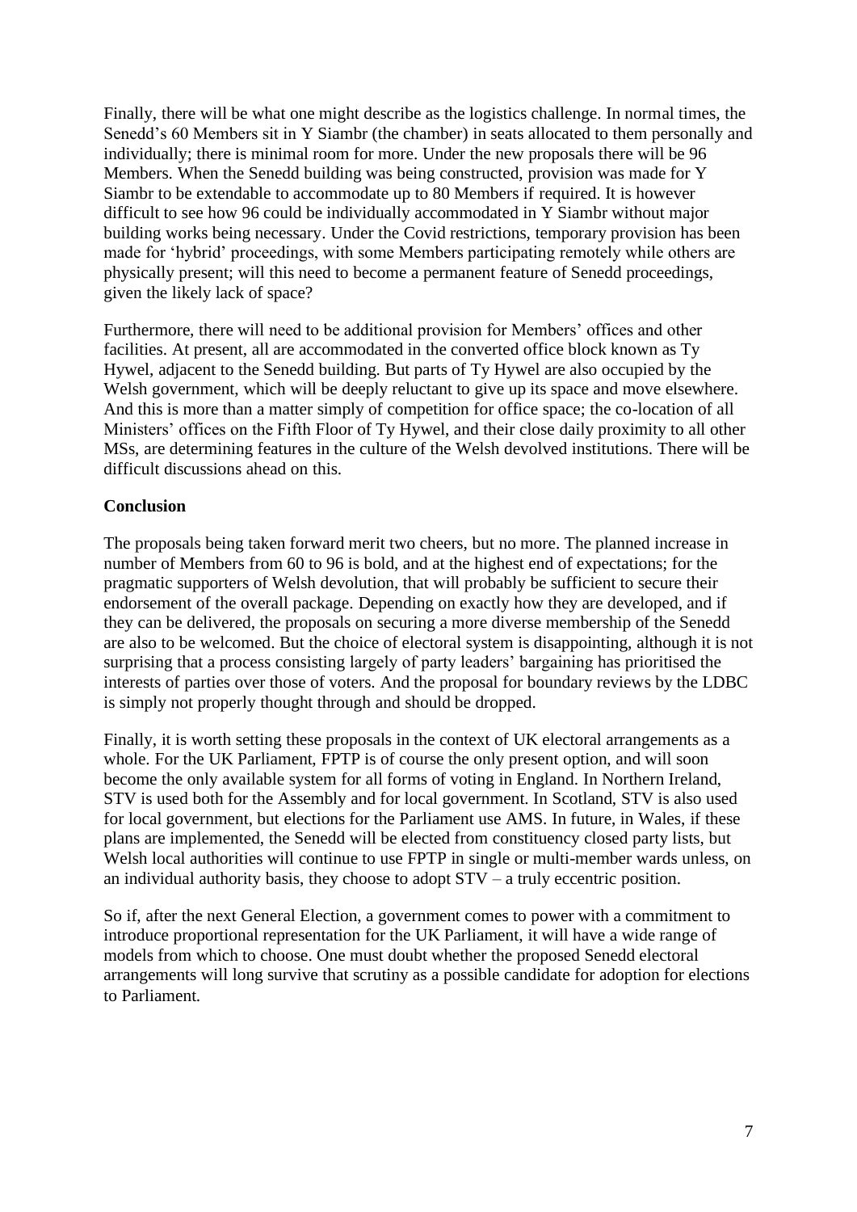Finally, there will be what one might describe as the logistics challenge. In normal times, the Senedd's 60 Members sit in Y Siambr (the chamber) in seats allocated to them personally and individually; there is minimal room for more. Under the new proposals there will be 96 Members. When the Senedd building was being constructed, provision was made for Y Siambr to be extendable to accommodate up to 80 Members if required. It is however difficult to see how 96 could be individually accommodated in Y Siambr without major building works being necessary. Under the Covid restrictions, temporary provision has been made for 'hybrid' proceedings, with some Members participating remotely while others are physically present; will this need to become a permanent feature of Senedd proceedings, given the likely lack of space?

Furthermore, there will need to be additional provision for Members' offices and other facilities. At present, all are accommodated in the converted office block known as Ty Hywel, adjacent to the Senedd building. But parts of Ty Hywel are also occupied by the Welsh government, which will be deeply reluctant to give up its space and move elsewhere. And this is more than a matter simply of competition for office space; the co-location of all Ministers' offices on the Fifth Floor of Ty Hywel, and their close daily proximity to all other MSs, are determining features in the culture of the Welsh devolved institutions. There will be difficult discussions ahead on this.

**Conclusion**

The proposals being taken forward merit two cheers, but no more. The planned increase in number of Members from 60 to 96 is bold, and at the highest end of expectations; for the pragmatic supporters of Welsh devolution, that will probably be sufficient to secure their endorsement of the overall package. Depending on exactly how they are developed, and if they can be delivered, the proposals on securing a more diverse membership of the Senedd are also to be welcomed. But the choice of electoral system is disappointing, although it is not surprising that a process consisting largely of party leaders' bargaining has prioritised the interests of parties over those of voters. And the proposal for boundary reviews by the LDBC is simply not properly thought through and should be dropped.

Finally, it is worth setting these proposals in the context of UK electoral arrangements as a whole. For the UK Parliament, FPTP is of course the only present option, and will soon become the only available system for all forms of voting in England. In Northern Ireland, STV is used both for the Assembly and for local government. In Scotland, STV is also used for local government, but elections for the Parliament use AMS. In future, in Wales, if these plans are implemented, the Senedd will be elected from constituency closed party lists, but Welsh local authorities will continue to use FPTP in single or multi-member wards unless, on an individual authority basis, they choose to adopt STV – a truly eccentric position.

So if, after the next General Election, a government comes to power with a commitment to introduce proportional representation for the UK Parliament, it will have a wide range of models from which to choose. One must doubt whether the proposed Senedd electoral arrangements will long survive that scrutiny as a possible candidate for adoption for elections to Parliament.